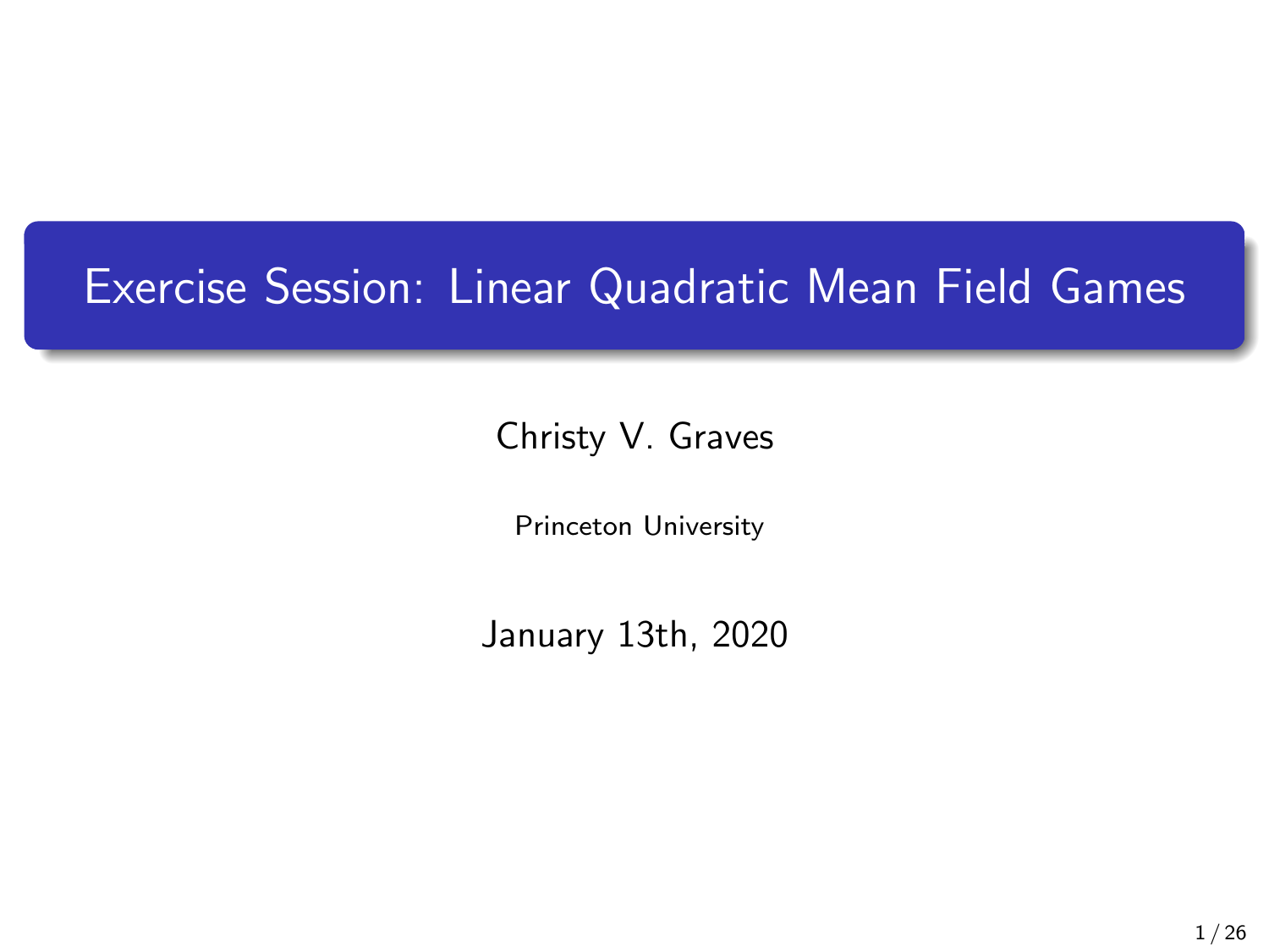# Exercise Session: Linear Quadratic Mean Field Games

Christy V. Graves

Princeton University

January 13th, 2020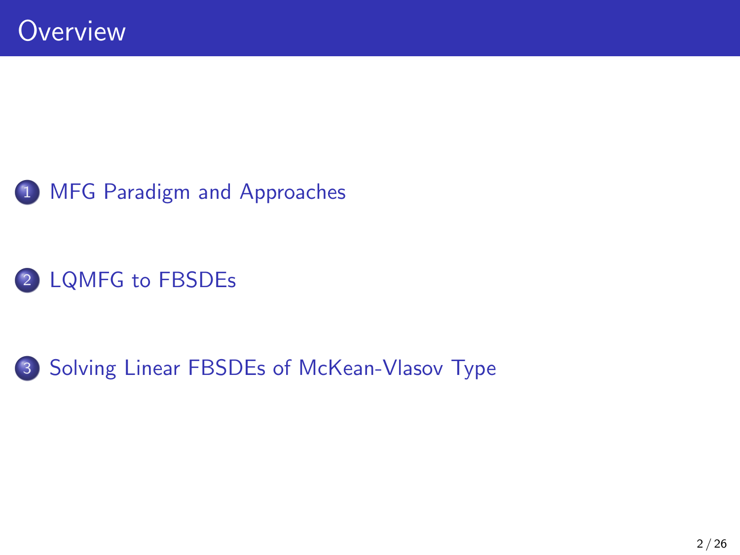# Overview

1. MFG Paradigm and Approaches
2. LQMFG to FBSDEs
3. Solving Linear FBSDEs of McKean-Vlasov Type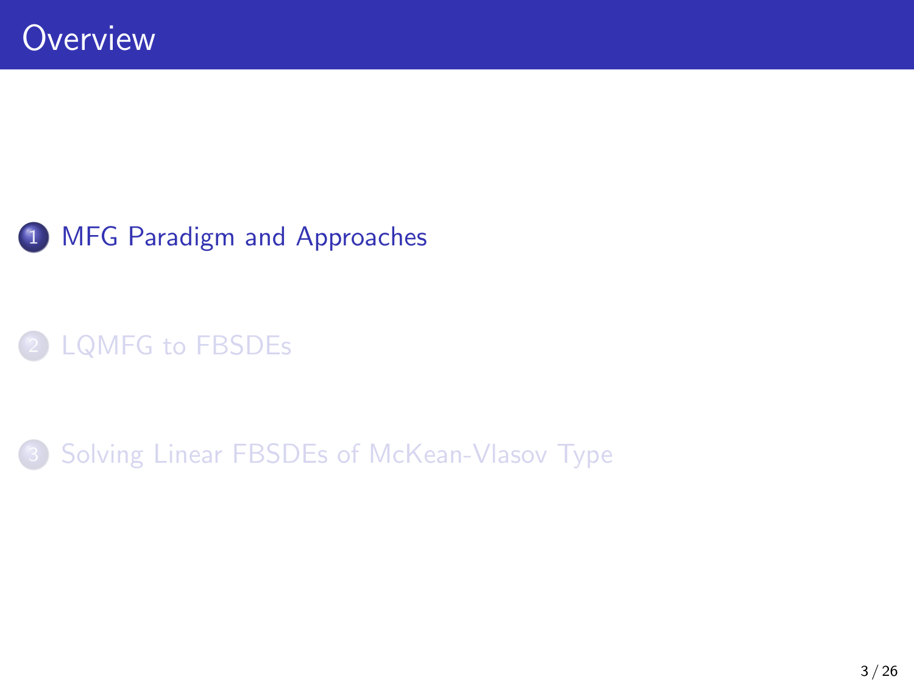# Overview

1. MFG Paradigm and Approaches
2. LQMFG to FBSDEs
3. Solving Linear FBSDEs of McKean-Vlasov Type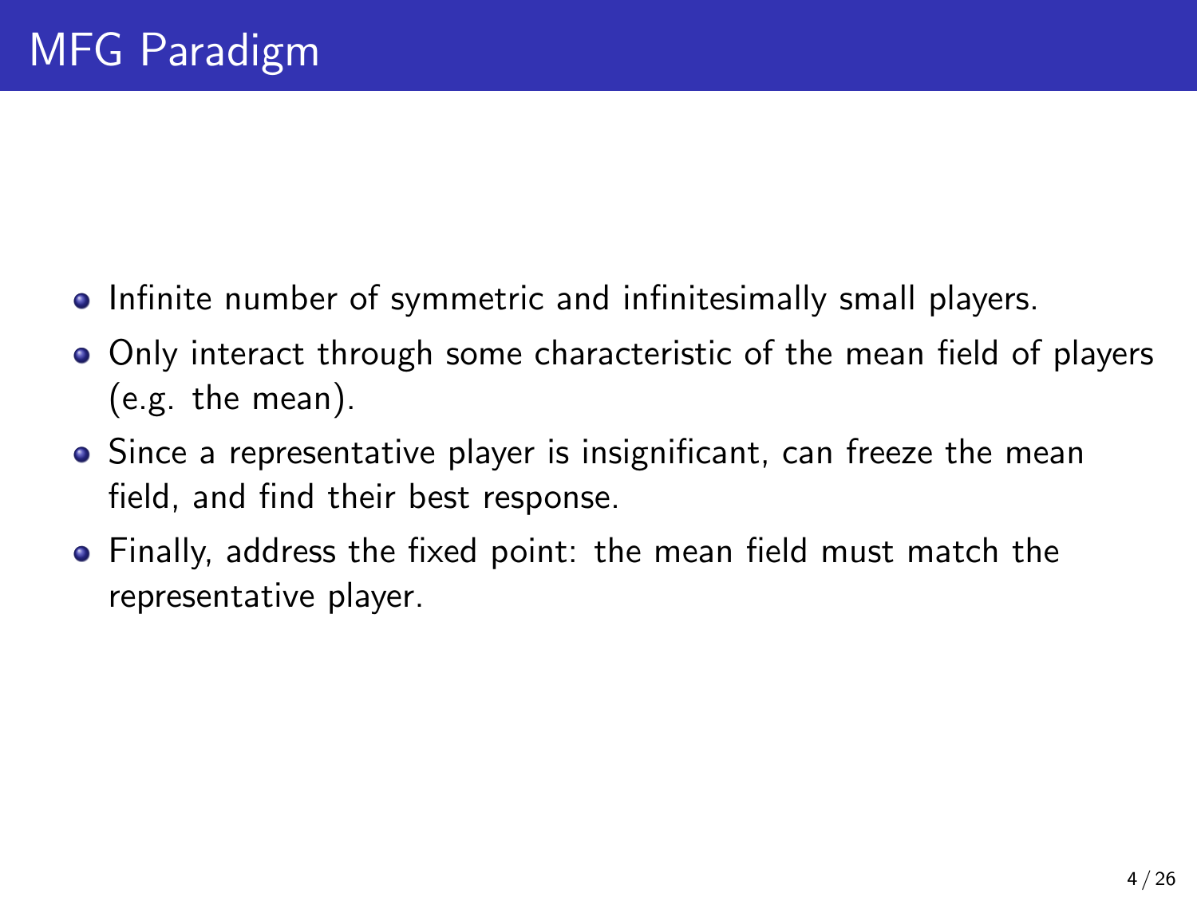# MFG Paradigm

- Infinite number of symmetric and infinitesimally small players.
- Only interact through some characteristic of the mean field of players (e.g. the mean).
- Since a representative player is insignificant, can freeze the mean field, and find their best response.
- Finally, address the fixed point: the mean field must match the representative player.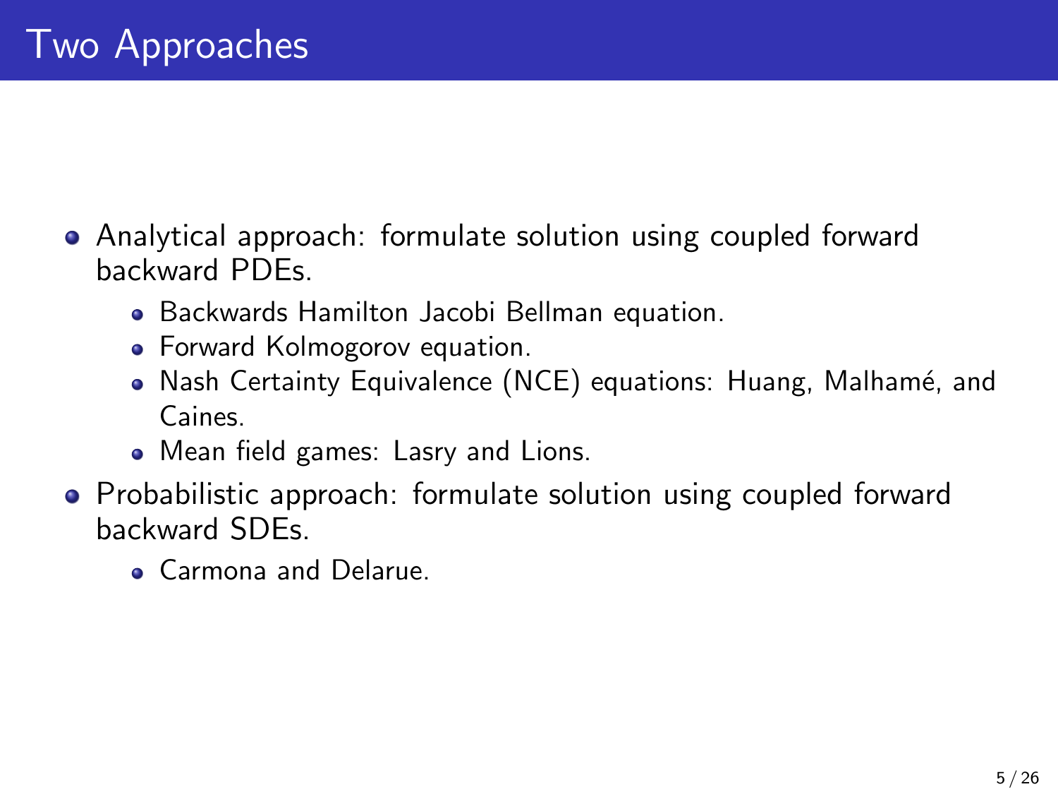# Two Approaches

- Analytical approach: formulate solution using coupled forward backward PDEs.
  - Backwards Hamilton Jacobi Bellman equation.
  - Forward Kolmogorov equation.
  - Nash Certainty Equivalence (NCE) equations: Huang, Malhamé, and Caines.
  - Mean field games: Lasry and Lions.
- Probabilistic approach: formulate solution using coupled forward backward SDEs.
  - Carmona and Delarue.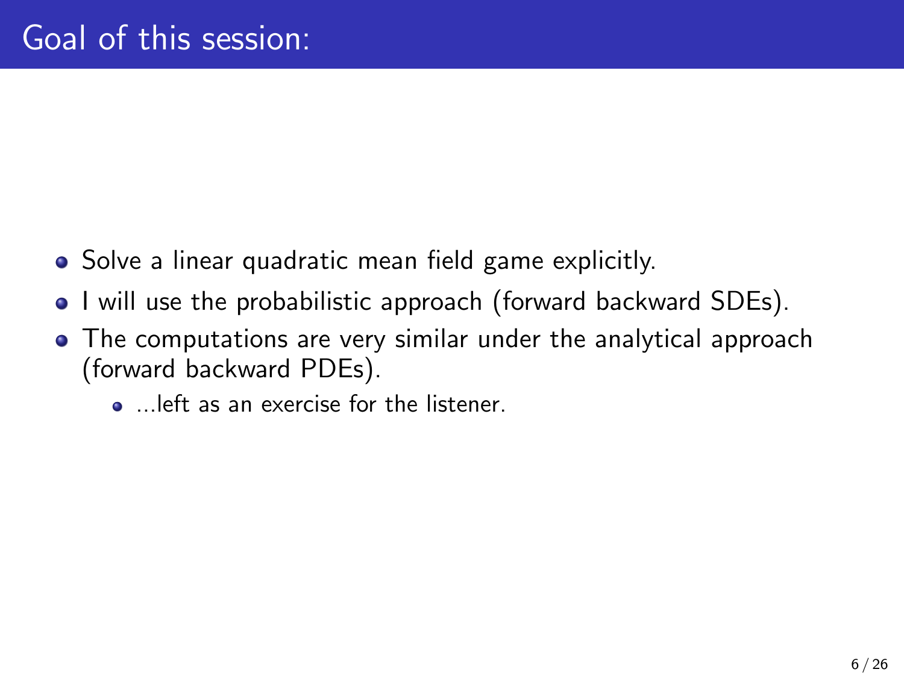# Goal of this session:

- Solve a linear quadratic mean field game explicitly.
- I will use the probabilistic approach (forward backward SDEs).
- The computations are very similar under the analytical approach (forward backward PDEs).
  - ...left as an exercise for the listener.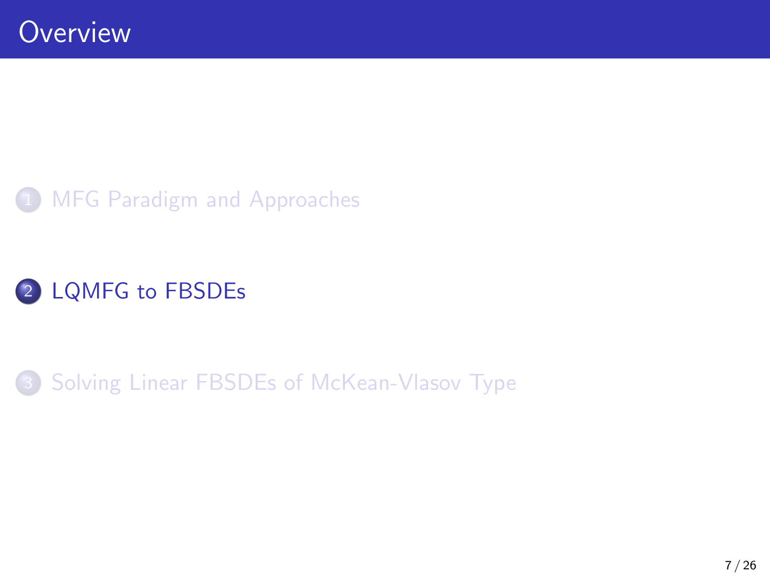# Overview

1. MFG Paradigm and Approaches

2. **LQMFG to FBSDEs**

3. Solving Linear FBSDEs of McKean-Vlasov Type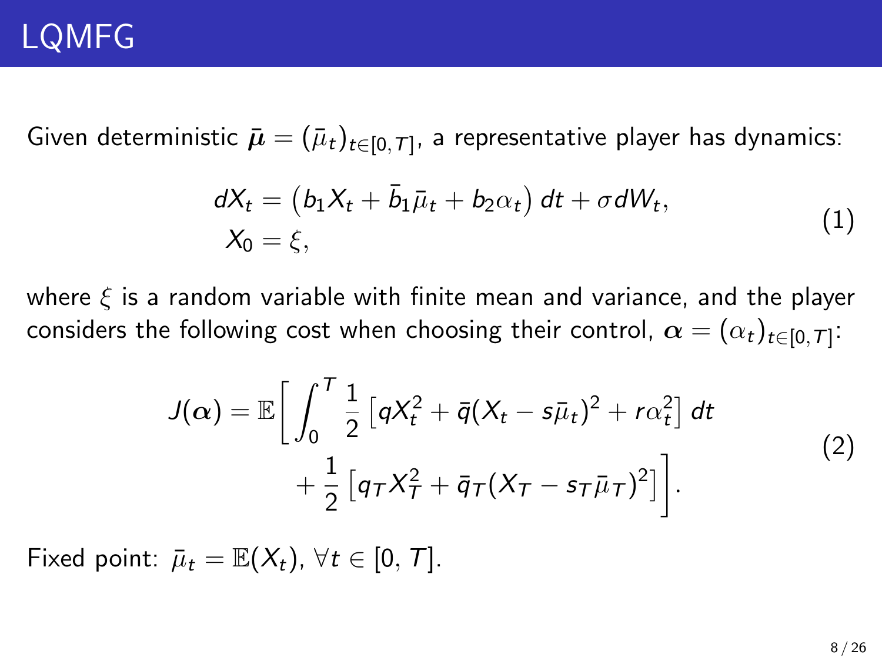# LQMFG

Given deterministic $\bar{\boldsymbol{\mu}} = (\bar{\mu}_t)_{t\in[0,T]}$, a representative player has dynamics:

$$
\begin{aligned}
dX_t &= \left(b_1 X_t + \bar{b}_1 \bar{\mu}_t + b_2 \alpha_t\right) dt + \sigma dW_t, \\
X_0 &= \xi,
\end{aligned}
\tag{1}
$$

where $\xi$ is a random variable with finite mean and variance, and the player considers the following cost when choosing their control, $\boldsymbol{\alpha} = (\alpha_t)_{t\in[0,T]}$:

$$
\begin{aligned}
J(\boldsymbol{\alpha}) = \mathbb{E}\bigg[ \int_0^T \frac{1}{2} \left[ q X_t^2 + \bar{q}(X_t - s\bar{\mu}_t)^2 + r\alpha_t^2 \right] dt \\
+ \frac{1}{2} \left[ q_T X_T^2 + \bar{q}_T (X_T - s_T \bar{\mu}_T)^2 \right] \bigg].
\end{aligned}
\tag{2}
$$

Fixed point: $\bar{\mu}_t = \mathbb{E}(X_t)$, $\forall t \in [0, T]$.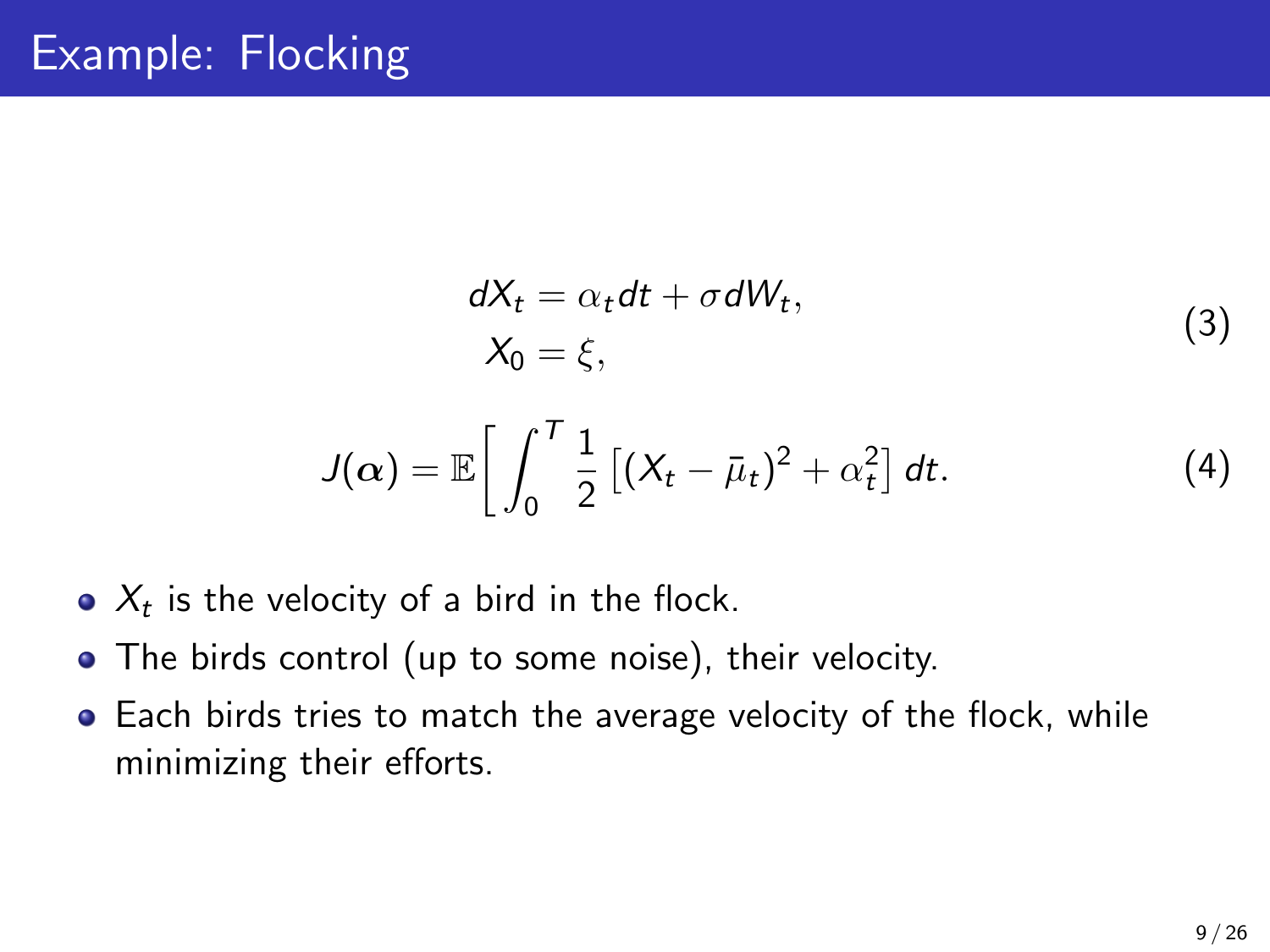# Example: Flocking

$$
\begin{aligned}
dX_t &= \alpha_t dt + \sigma dW_t, \\
X_0 &= \xi,
\end{aligned}
\tag{3}
$$

$$
J(\boldsymbol{\alpha}) = \mathbb{E}\Big[ \int_0^T \frac{1}{2} \left[ (X_t - \bar{\mu}_t)^2 + \alpha_t^2 \right] dt. \tag{4}
$$

- $X_t$ is the velocity of a bird in the flock.
- The birds control (up to some noise), their velocity.
- Each birds tries to match the average velocity of the flock, while minimizing their efforts.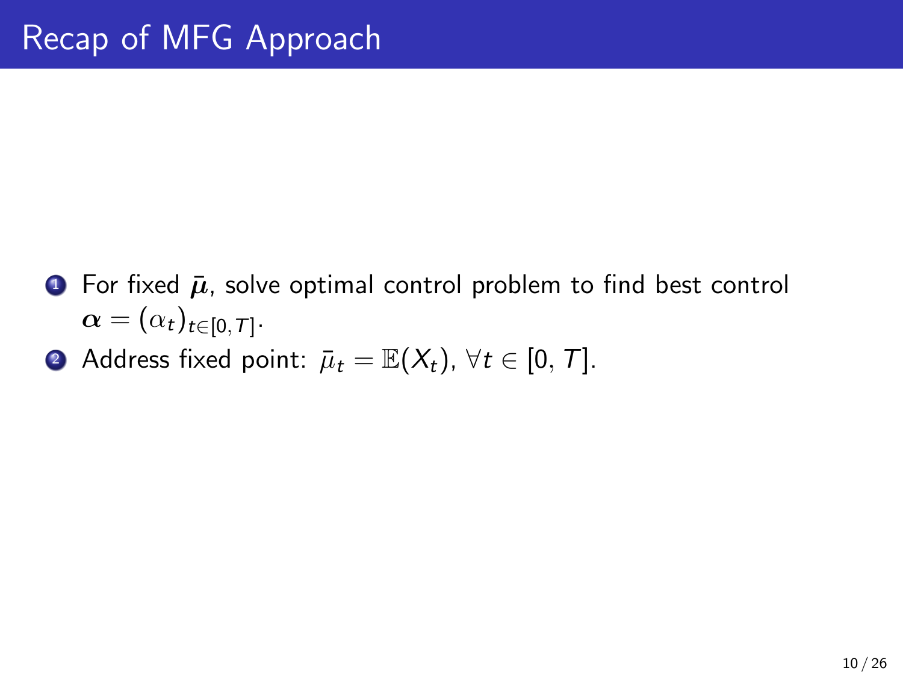# Recap of MFG Approach

1. For fixed $\bar{\boldsymbol{\mu}}$, solve optimal control problem to find best control $\boldsymbol{\alpha} = (\alpha_t)_{t \in [0,T]}$.
2. Address fixed point: $\bar{\mu}_t = \mathbb{E}(X_t)$, $\forall t \in [0, T]$.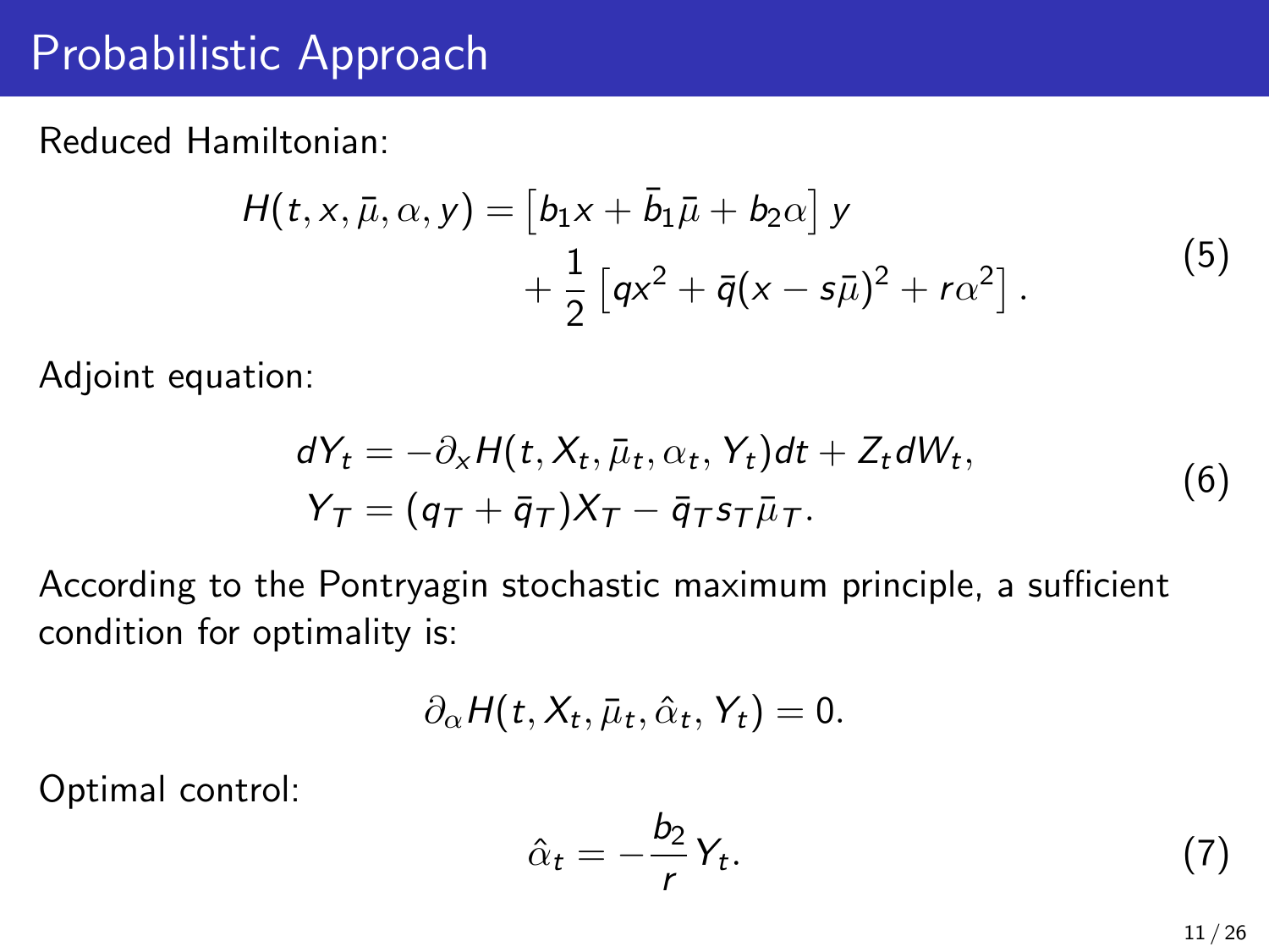# Probabilistic Approach

Reduced Hamiltonian:

$$H(t, x, \bar{\mu}, \alpha, y) = \left[b_1 x + \bar{b}_1 \bar{\mu} + b_2 \alpha\right] y + \frac{1}{2}\left[q x^2 + \bar{q}(x - s\bar{\mu})^2 + r\alpha^2\right]. \tag{5}$$

Adjoint equation:

$$\begin{aligned} dY_t &= -\partial_x H(t, X_t, \bar{\mu}_t, \alpha_t, Y_t)dt + Z_t dW_t, \\ Y_T &= (q_T + \bar{q}_T)X_T - \bar{q}_T s_T \bar{\mu}_T. \end{aligned} \tag{6}$$

According to the Pontryagin stochastic maximum principle, a sufficient condition for optimality is:

$$\partial_\alpha H(t, X_t, \bar{\mu}_t, \hat{\alpha}_t, Y_t) = 0.$$

Optimal control:

$$\hat{\alpha}_t = -\frac{b_2}{r} Y_t. \tag{7}$$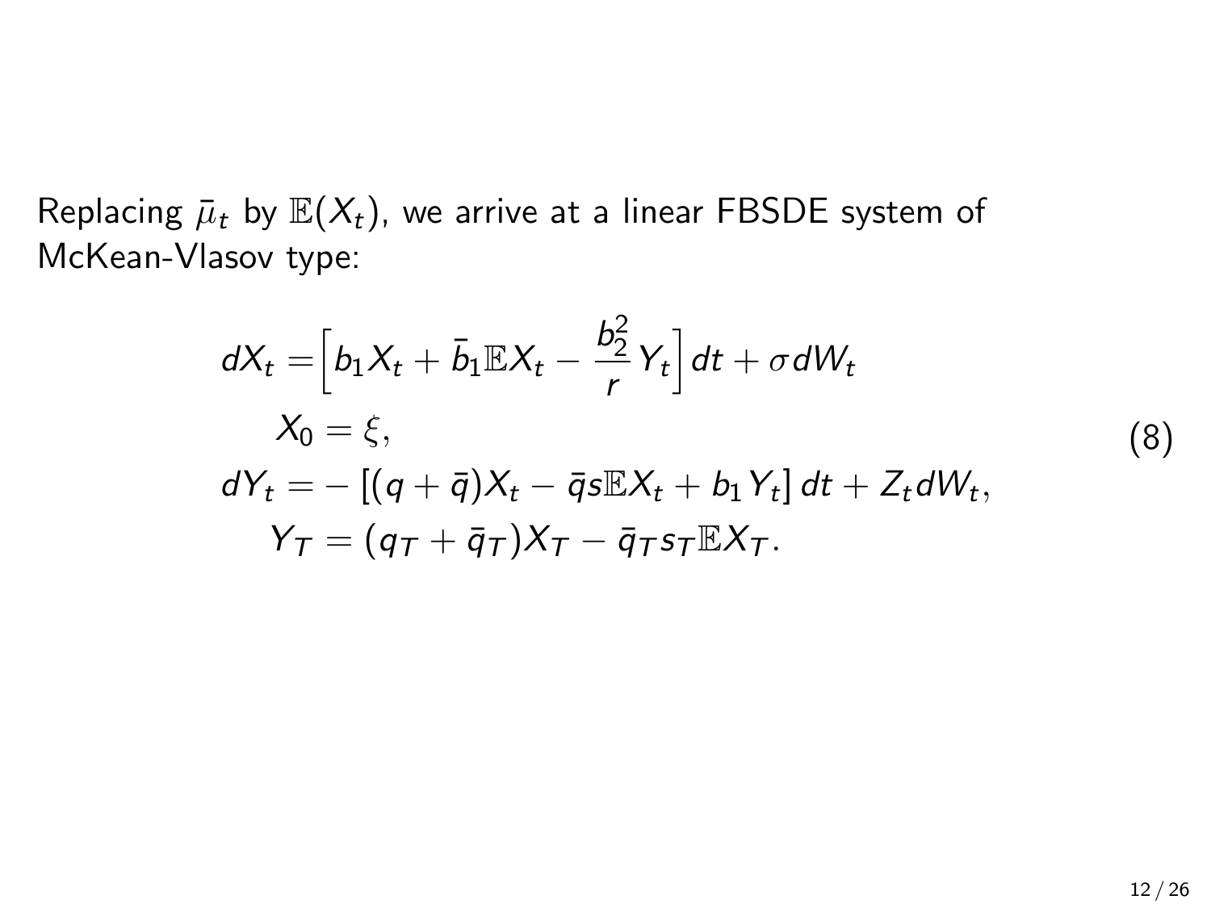Replacing $\bar{\mu}_t$ by $\mathbb{E}(X_t)$, we arrive at a linear FBSDE system of McKean-Vlasov type:

$$
\begin{aligned}
dX_t =& \Big[ b_1 X_t + \bar{b}_1 \mathbb{E}X_t - \frac{b_2^2}{r} Y_t \Big] dt + \sigma dW_t \\
X_0 =& \ \xi, \\
dY_t =& - \left[ (q + \bar{q}) X_t - \bar{q} s \mathbb{E}X_t + b_1 Y_t \right] dt + Z_t dW_t, \\
Y_T =& \ (q_T + \bar{q}_T) X_T - \bar{q}_T s_T \mathbb{E}X_T.
\end{aligned}
\tag{8}
$$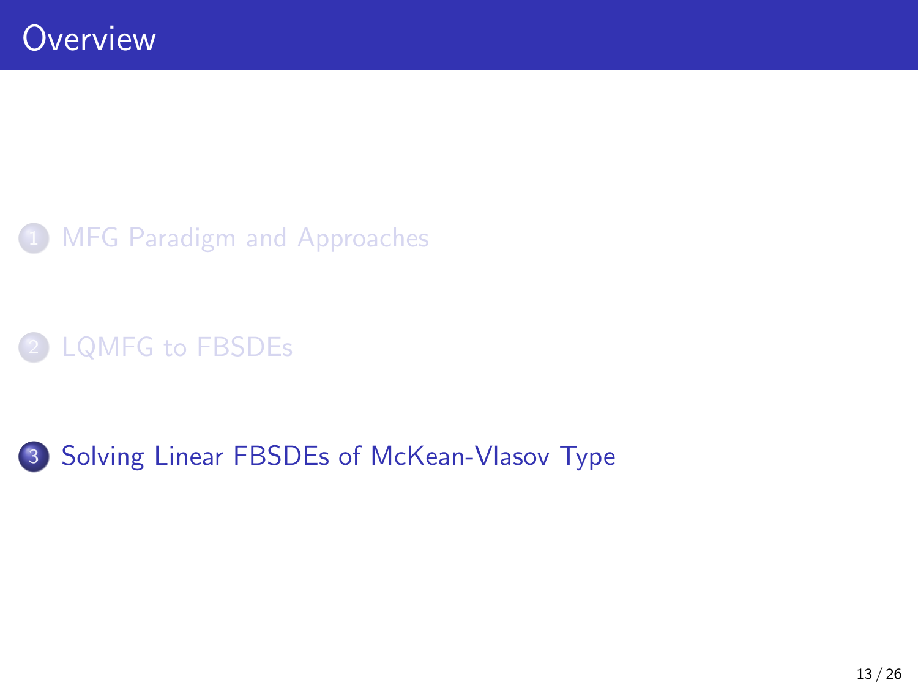# Overview

1. MFG Paradigm and Approaches
2. LQMFG to FBSDEs
3. Solving Linear FBSDEs of McKean-Vlasov Type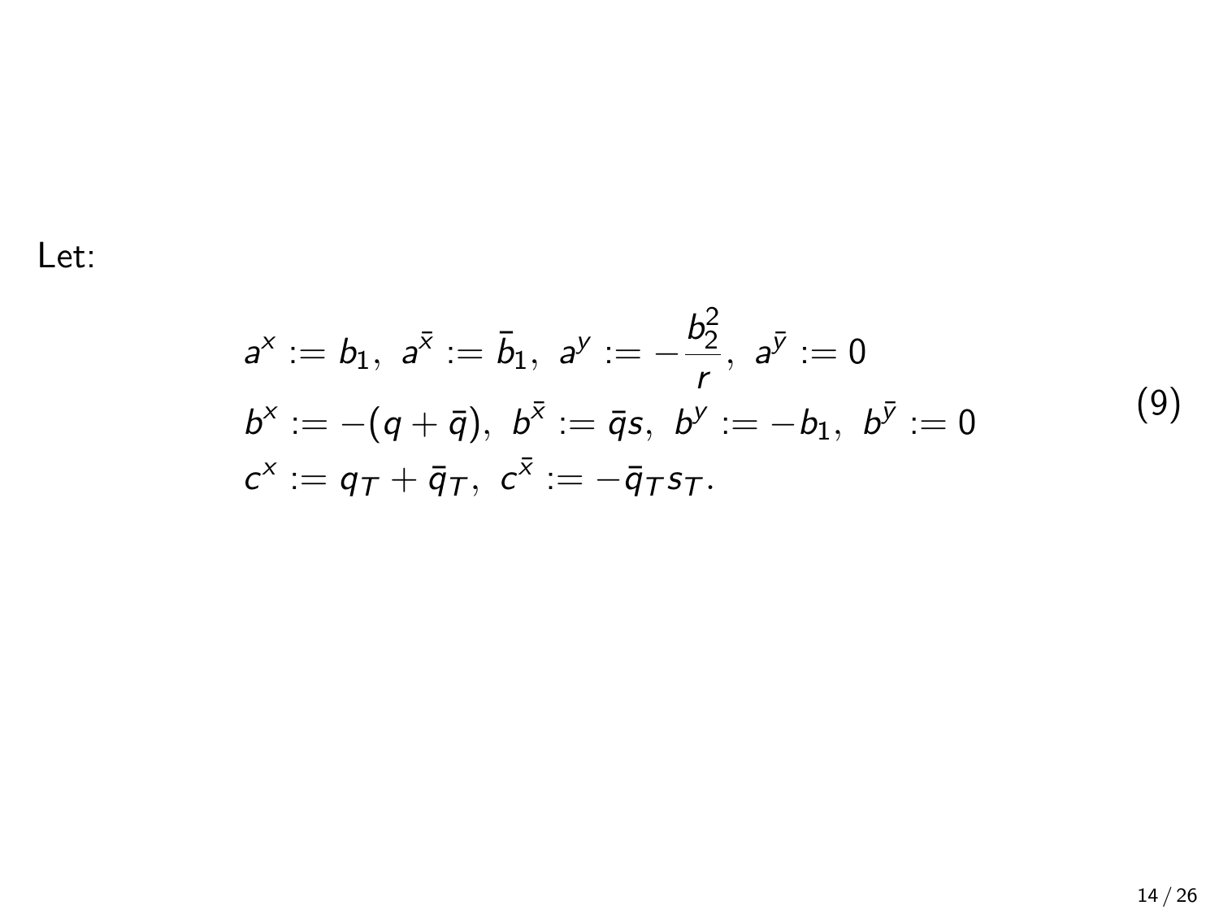Let:

$$
\begin{aligned}
&a^x := b_1,\ a^{\bar{x}} := \bar{b}_1,\ a^y := -\frac{b_2^2}{r},\ a^{\bar{y}} := 0 \\
&b^x := -(q+\bar{q}),\ b^{\bar{x}} := \bar{q}s,\ b^y := -b_1,\ b^{\bar{y}} := 0 \\
&c^x := q_T + \bar{q}_T,\ c^{\bar{x}} := -\bar{q}_T s_T.
\end{aligned}
\tag{9}
$$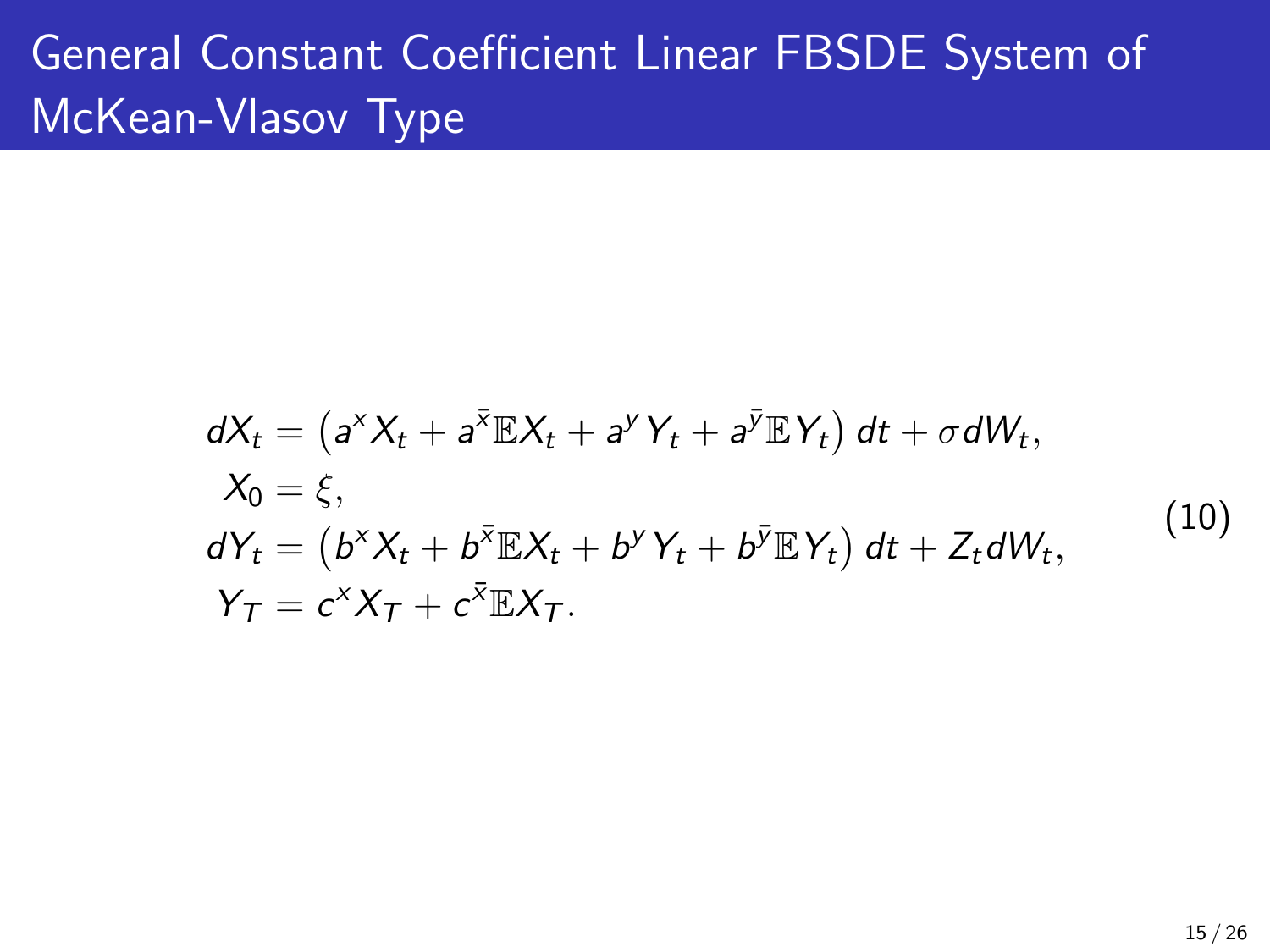# General Constant Coefficient Linear FBSDE System of McKean-Vlasov Type

$$
\begin{aligned}
dX_t &= \left(a^x X_t + a^{\bar{x}} \mathbb{E} X_t + a^y Y_t + a^{\bar{y}} \mathbb{E} Y_t\right) dt + \sigma dW_t, \\
X_0 &= \xi, \\
dY_t &= \left(b^x X_t + b^{\bar{x}} \mathbb{E} X_t + b^y Y_t + b^{\bar{y}} \mathbb{E} Y_t\right) dt + Z_t dW_t, \\
Y_T &= c^x X_T + c^{\bar{x}} \mathbb{E} X_T.
\end{aligned}
\tag{10}
$$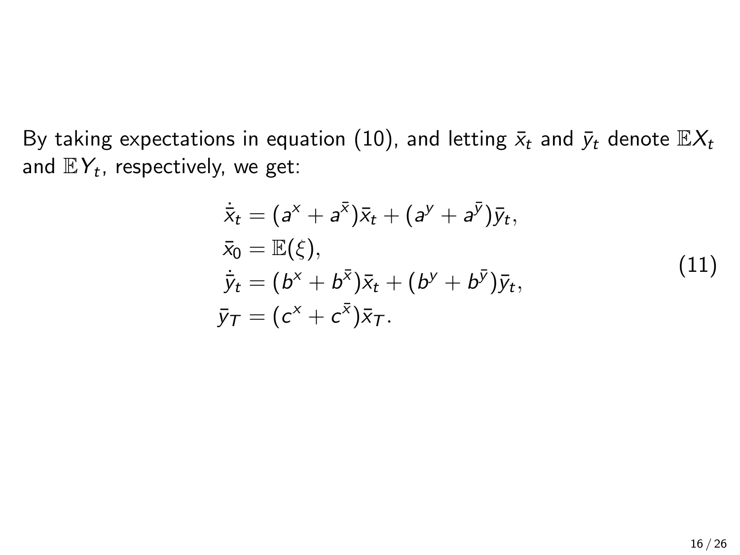By taking expectations in equation (10), and letting $\bar{x}_t$ and $\bar{y}_t$ denote $\mathbb{E}X_t$ and $\mathbb{E}Y_t$, respectively, we get:

$$
\begin{aligned}
\dot{\bar{x}}_t &= (a^x + a^{\bar{x}})\bar{x}_t + (a^y + a^{\bar{y}})\bar{y}_t, \\
\bar{x}_0 &= \mathbb{E}(\xi), \\
\dot{\bar{y}}_t &= (b^x + b^{\bar{x}})\bar{x}_t + (b^y + b^{\bar{y}})\bar{y}_t, \\
\bar{y}_T &= (c^x + c^{\bar{x}})\bar{x}_T.
\end{aligned}
\tag{11}
$$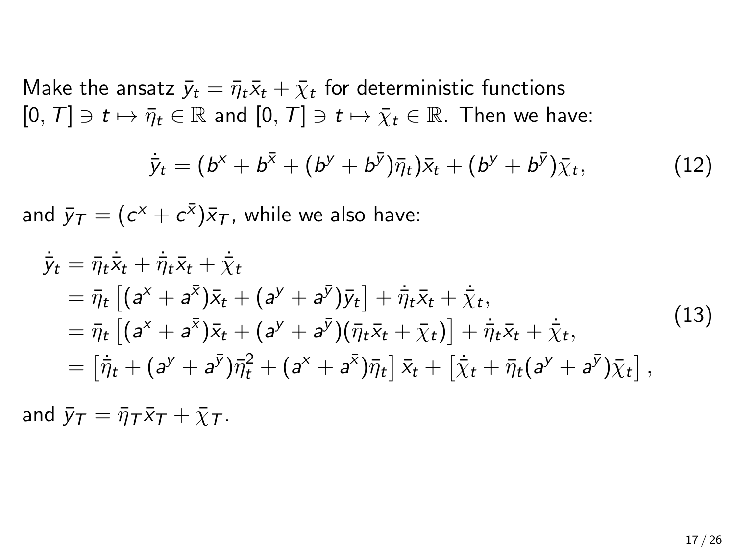Make the ansatz $\bar{y}_t = \bar{\eta}_t \bar{x}_t + \bar{\chi}_t$ for deterministic functions $[0, T] \ni t \mapsto \bar{\eta}_t \in \mathbb{R}$ and $[0, T] \ni t \mapsto \bar{\chi}_t \in \mathbb{R}$. Then we have:

$$\dot{\bar{y}}_t = (b^x + b^{\bar{x}} + (b^y + b^{\bar{y}})\bar{\eta}_t)\bar{x}_t + (b^y + b^{\bar{y}})\bar{\chi}_t, \tag{12}$$

and $\bar{y}_T = (c^x + c^{\bar{x}})\bar{x}_T$, while we also have:

$$\begin{aligned}
\dot{\bar{y}}_t &= \bar{\eta}_t \dot{\bar{x}}_t + \dot{\bar{\eta}}_t \bar{x}_t + \dot{\bar{\chi}}_t \\
&= \bar{\eta}_t \left[ (a^x + a^{\bar{x}})\bar{x}_t + (a^y + a^{\bar{y}})\bar{y}_t \right] + \dot{\bar{\eta}}_t \bar{x}_t + \dot{\bar{\chi}}_t, \\
&= \bar{\eta}_t \left[ (a^x + a^{\bar{x}})\bar{x}_t + (a^y + a^{\bar{y}})(\bar{\eta}_t \bar{x}_t + \bar{\chi}_t) \right] + \dot{\bar{\eta}}_t \bar{x}_t + \dot{\bar{\chi}}_t, \\
&= \left[ \dot{\bar{\eta}}_t + (a^y + a^{\bar{y}})\bar{\eta}_t^2 + (a^x + a^{\bar{x}})\bar{\eta}_t \right] \bar{x}_t + \left[ \dot{\bar{\chi}}_t + \bar{\eta}_t (a^y + a^{\bar{y}})\bar{\chi}_t \right],
\end{aligned} \tag{13}$$

and $\bar{y}_T = \bar{\eta}_T \bar{x}_T + \bar{\chi}_T$.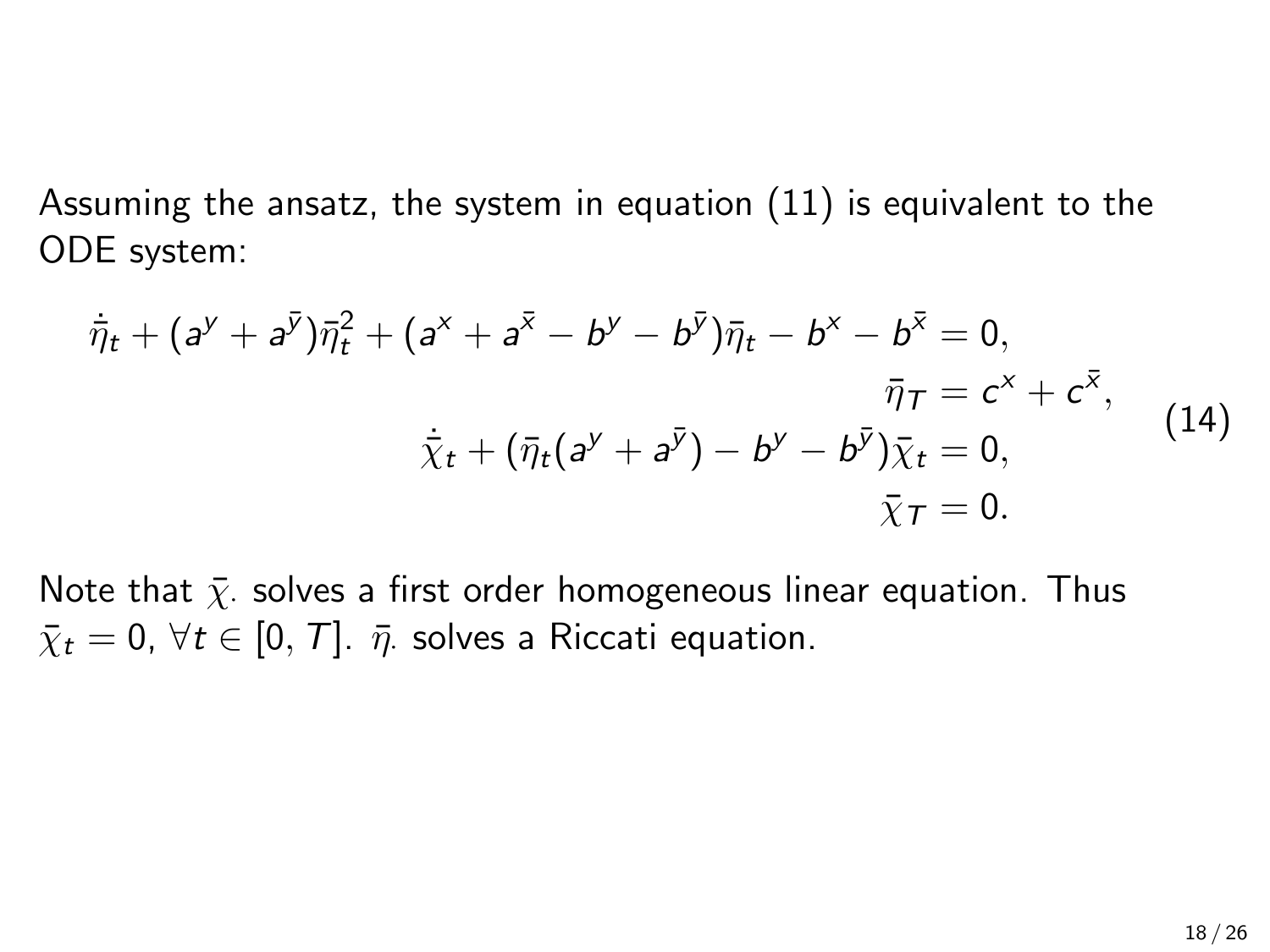Assuming the ansatz, the system in equation (11) is equivalent to the ODE system:

$$
\begin{aligned}
\dot{\bar{\eta}}_t + (a^y + a^{\bar{y}})\bar{\eta}_t^2 + (a^x + a^{\bar{x}} - b^y - b^{\bar{y}})\bar{\eta}_t - b^x - b^{\bar{x}} &= 0, \\
\bar{\eta}_T &= c^x + c^{\bar{x}}, \\
\dot{\bar{\chi}}_t + (\bar{\eta}_t(a^y + a^{\bar{y}}) - b^y - b^{\bar{y}})\bar{\chi}_t &= 0, \\
\bar{\chi}_T &= 0.
\end{aligned}
\tag{14}
$$

Note that $\bar{\chi}_\cdot$ solves a first order homogeneous linear equation. Thus $\bar{\chi}_t = 0$, $\forall t \in [0, T]$. $\bar{\eta}_\cdot$ solves a Riccati equation.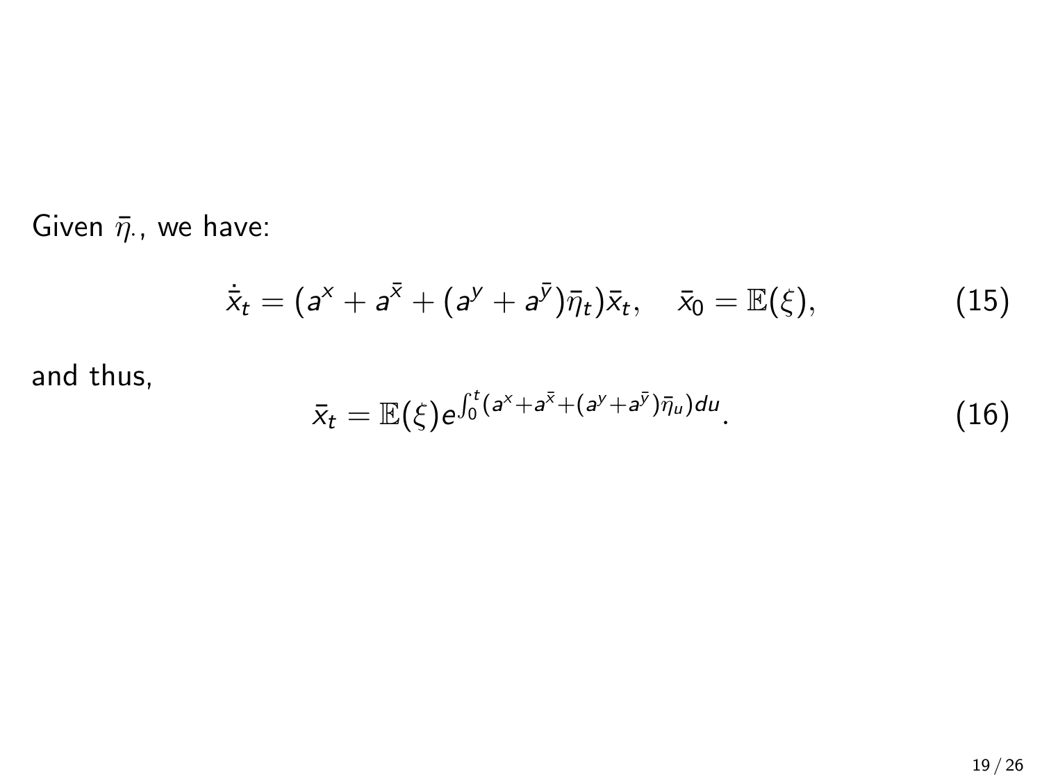Given $\bar{\eta}_\cdot$, we have:

$$\dot{\bar{x}}_t = (a^x + a^{\bar{x}} + (a^y + a^{\bar{y}})\bar{\eta}_t)\bar{x}_t, \quad \bar{x}_0 = \mathbb{E}(\xi), \tag{15}$$

and thus,

$$\bar{x}_t = \mathbb{E}(\xi) e^{\int_0^t (a^x + a^{\bar{x}} + (a^y + a^{\bar{y}})\bar{\eta}_u) du}. \tag{16}$$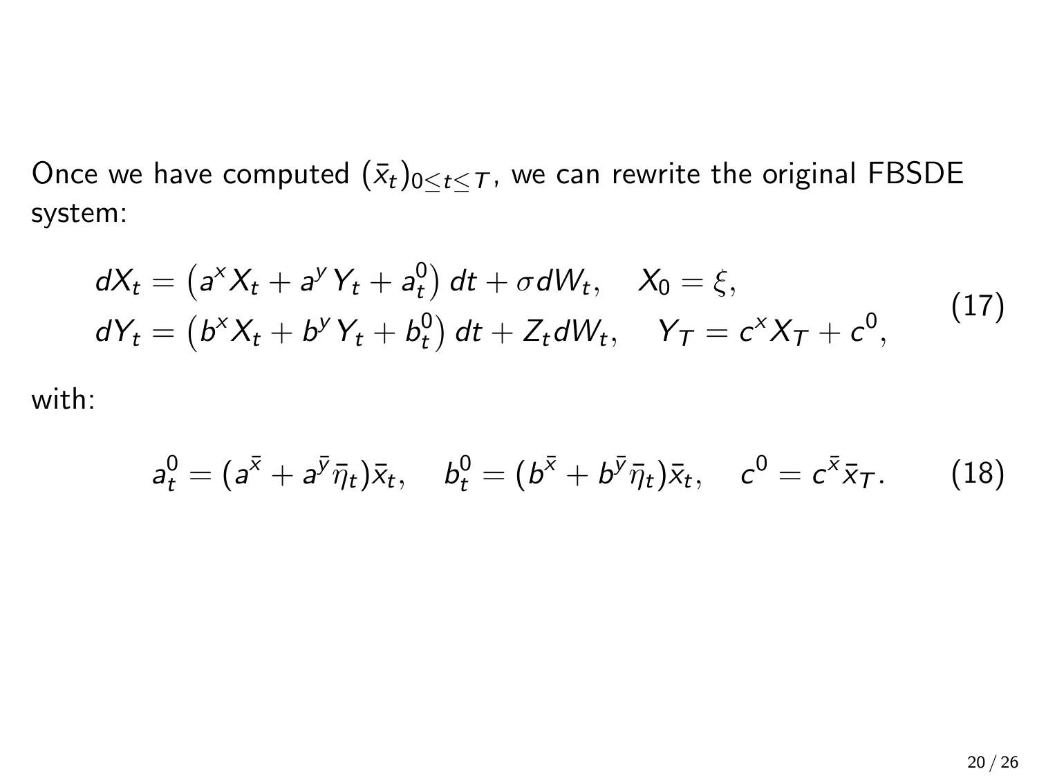Once we have computed $(\bar{x}_t)_{0 \le t \le T}$, we can rewrite the original FBSDE system:

$$
\begin{aligned}
dX_t &= \left(a^x X_t + a^y Y_t + a_t^0\right) dt + \sigma dW_t, \quad X_0 = \xi, \\
dY_t &= \left(b^x X_t + b^y Y_t + b_t^0\right) dt + Z_t dW_t, \quad Y_T = c^x X_T + c^0,
\end{aligned}
\tag{17}
$$

with:

$$
a_t^0 = (a^{\bar{x}} + a^{\bar{y}} \bar{\eta}_t)\bar{x}_t, \quad b_t^0 = (b^{\bar{x}} + b^{\bar{y}} \bar{\eta}_t)\bar{x}_t, \quad c^0 = c^{\bar{x}} \bar{x}_T. \tag{18}
$$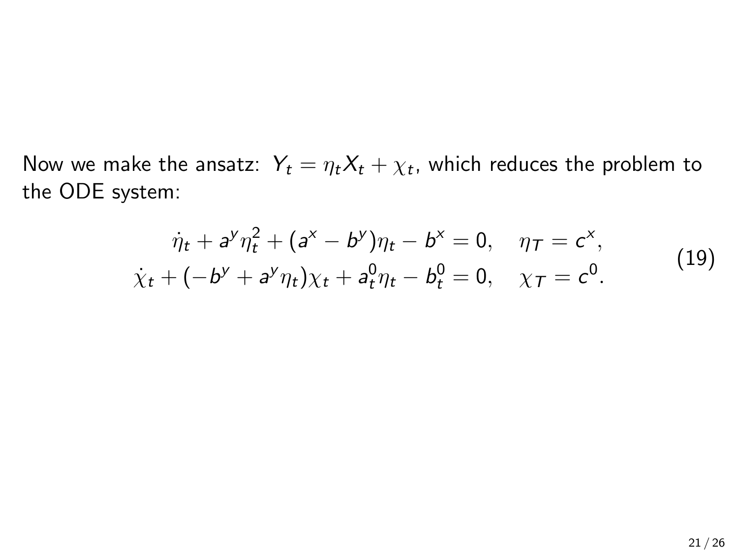Now we make the ansatz: $Y_t = \eta_t X_t + \chi_t$, which reduces the problem to the ODE system:

$$
\begin{aligned}
\dot{\eta}_t + a^y \eta_t^2 + (a^x - b^y)\eta_t - b^x = 0, \quad \eta_T = c^x, \\
\dot{\chi}_t + (-b^y + a^y \eta_t)\chi_t + a_t^0 \eta_t - b_t^0 = 0, \quad \chi_T = c^0.
\end{aligned}
\tag{19}
$$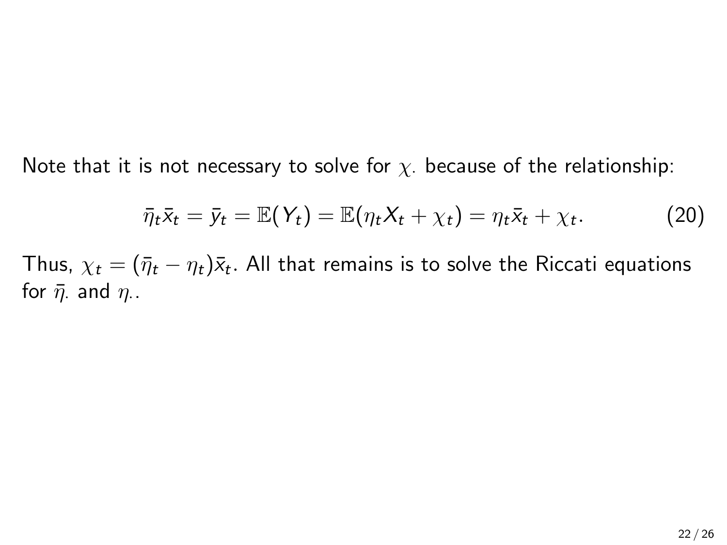Note that it is not necessary to solve for $\chi_\cdot$ because of the relationship:

$$\bar{\eta}_t \bar{x}_t = \bar{y}_t = \mathbb{E}(Y_t) = \mathbb{E}(\eta_t X_t + \chi_t) = \eta_t \bar{x}_t + \chi_t. \tag{20}$$

Thus, $\chi_t = (\bar{\eta}_t - \eta_t)\bar{x}_t$. All that remains is to solve the Riccati equations for $\bar{\eta}_\cdot$ and $\eta_\cdot$.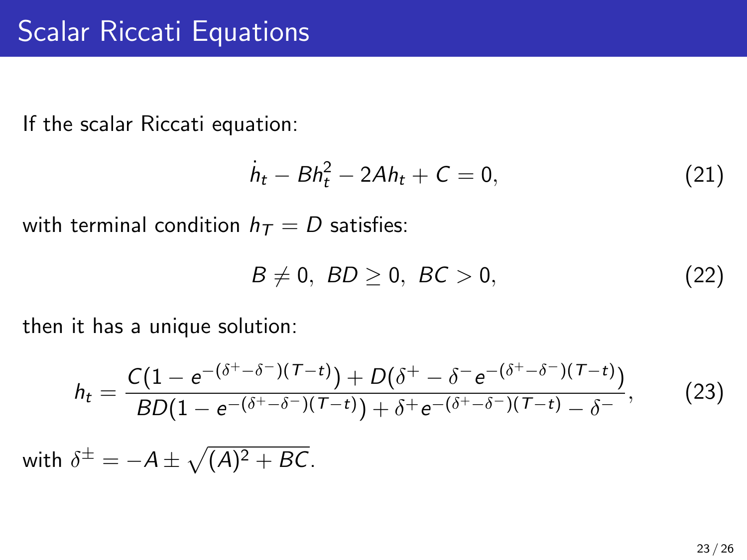# Scalar Riccati Equations

If the scalar Riccati equation:

$$\dot{h}_t - Bh_t^2 - 2Ah_t + C = 0, \tag{21}$$

with terminal condition $h_T = D$ satisfies:

$$B \neq 0,\ BD \geq 0,\ BC > 0, \tag{22}$$

then it has a unique solution:

$$h_t = \frac{C(1 - e^{-(\delta^+ - \delta^-)(T-t)}) + D(\delta^+ - \delta^- e^{-(\delta^+ - \delta^-)(T-t)})}{BD(1 - e^{-(\delta^+ - \delta^-)(T-t)}) + \delta^+ e^{-(\delta^+ - \delta^-)(T-t)} - \delta^-}, \tag{23}$$

with $\delta^{\pm} = -A \pm \sqrt{(A)^2 + BC}$.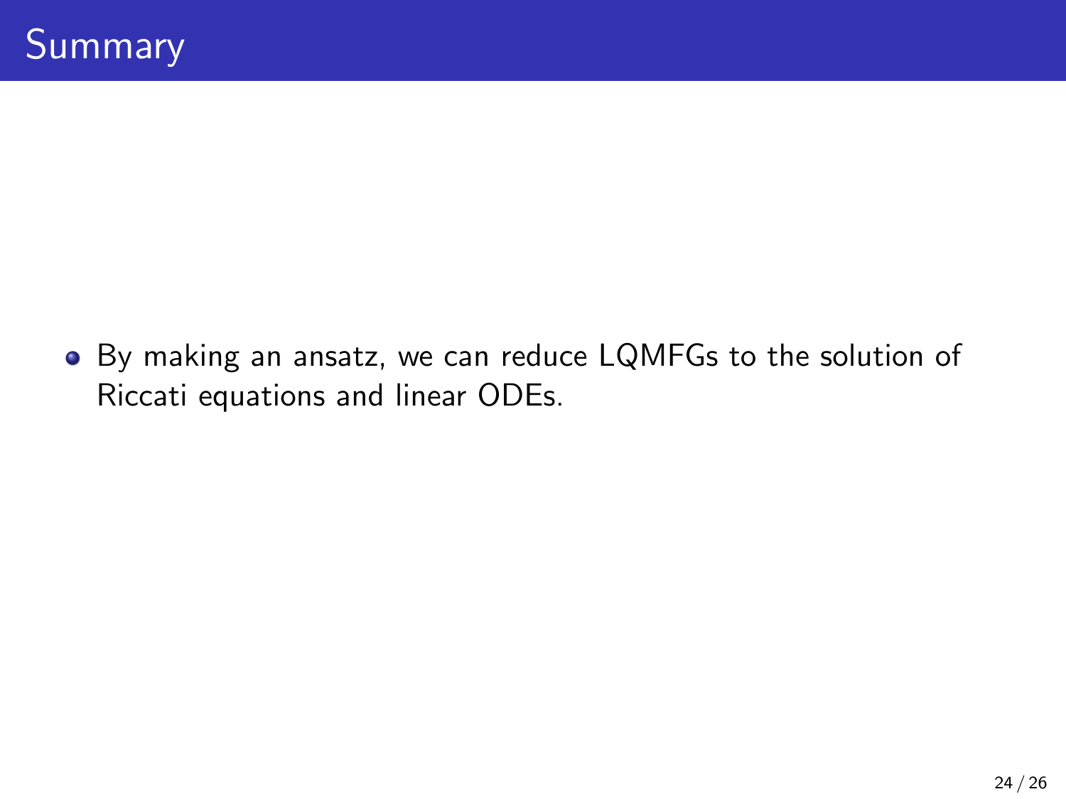# Summary

- By making an ansatz, we can reduce LQMFGs to the solution of Riccati equations and linear ODEs.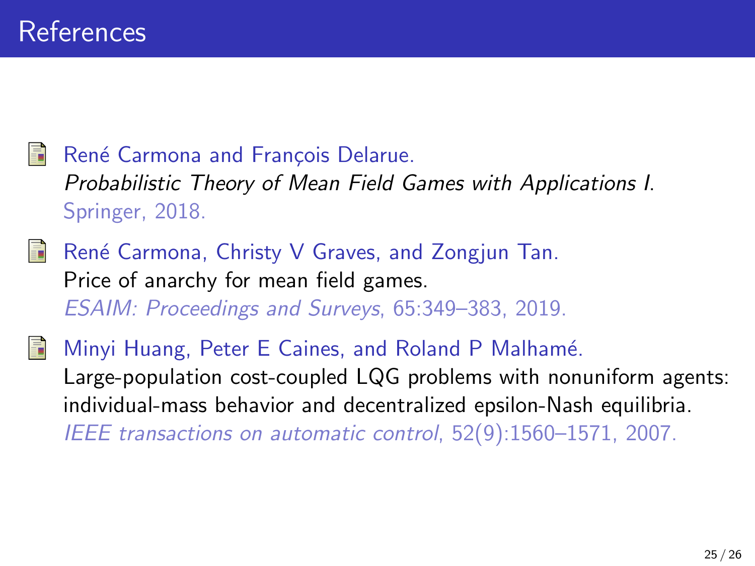# References

- René Carmona and François Delarue.
  *Probabilistic Theory of Mean Field Games with Applications I.*
  Springer, 2018.

- René Carmona, Christy V Graves, and Zongjun Tan.
  Price of anarchy for mean field games.
  *ESAIM: Proceedings and Surveys*, 65:349–383, 2019.

- Minyi Huang, Peter E Caines, and Roland P Malhamé.
  Large-population cost-coupled LQG problems with nonuniform agents: individual-mass behavior and decentralized epsilon-Nash equilibria.
  *IEEE transactions on automatic control*, 52(9):1560–1571, 2007.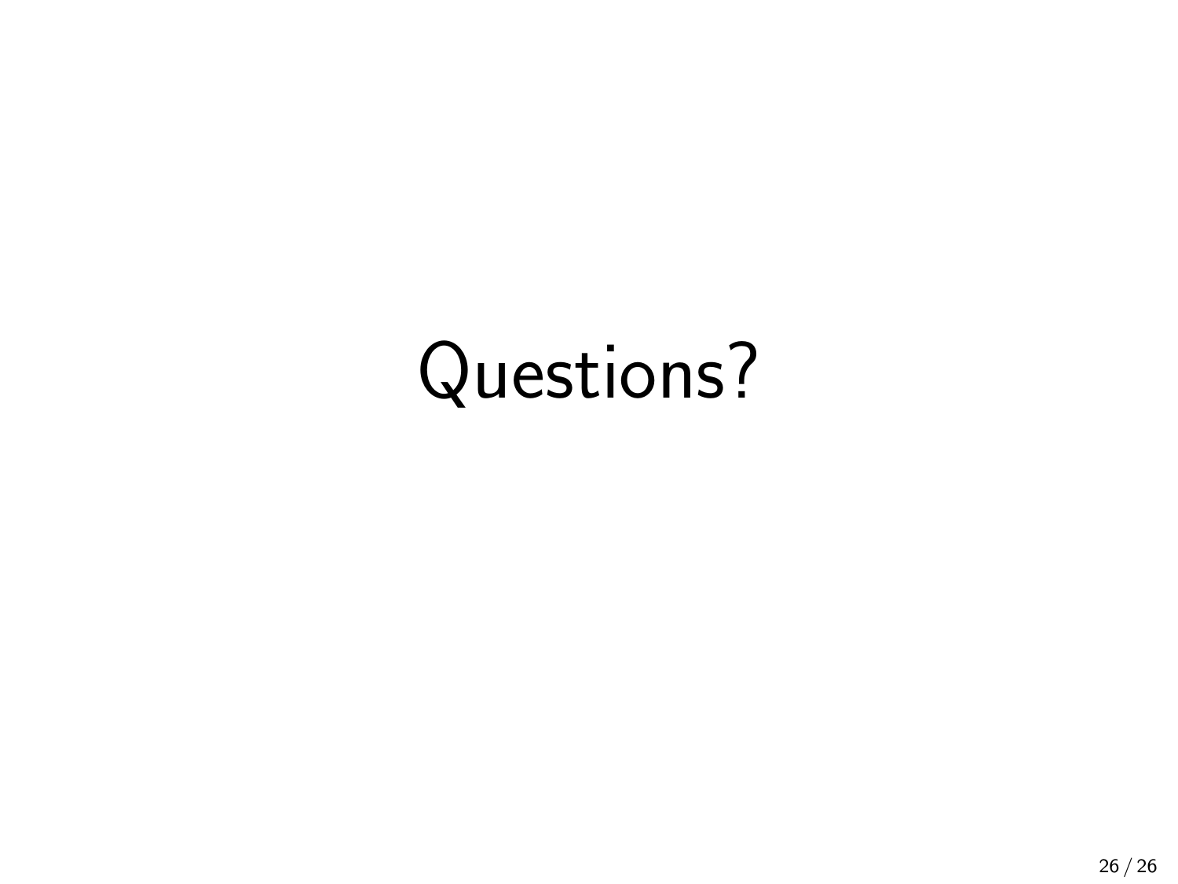Questions?